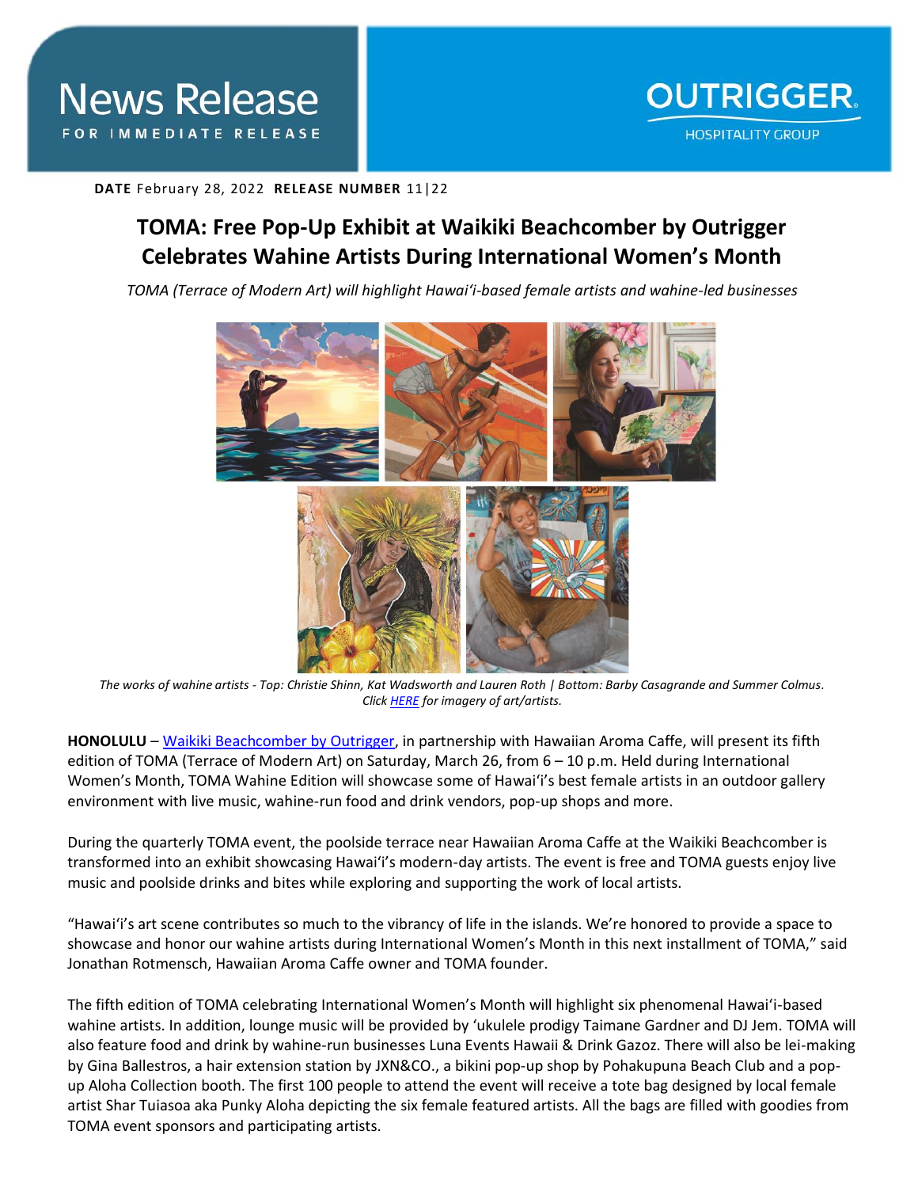# News Release

FOR IMMEDIATE RELEASE

OUTRIGGER HOSPITALITY GROUP

**DATE** February 28, 2022 **RELEASE NUMBER** 11|22

## TOMA: Free Pop-Up Exhibit at Waikiki Beachcomber by Outrigger Celebrates Wahine Artists During International Women's Month

*TOMA (Terrace of Modern Art) will highlight Hawai'i-based female artists and wahine-led businesses*

*The works of wahine artists - Top: Christie Shinn, Kat Wadsworth and Lauren Roth | Bottom: Barby Casagrande and Summer Colmus. Click HERE for imagery of art/artists.*

**HONOLULU** – Waikiki Beachcomber by Outrigger, in partnership with Hawaiian Aroma Caffe, will present its fifth edition of TOMA (Terrace of Modern Art) on Saturday, March 26, from 6 – 10 p.m. Held during International Women's Month, TOMA Wahine Edition will showcase some of Hawai'i's best female artists in an outdoor gallery environment with live music, wahine-run food and drink vendors, pop-up shops and more.

During the quarterly TOMA event, the poolside terrace near Hawaiian Aroma Caffe at the Waikiki Beachcomber is transformed into an exhibit showcasing Hawai'i's modern-day artists. The event is free and TOMA guests enjoy live music and poolside drinks and bites while exploring and supporting the work of local artists.

"Hawai'i's art scene contributes so much to the vibrancy of life in the islands. We're honored to provide a space to showcase and honor our wahine artists during International Women's Month in this next installment of TOMA," said Jonathan Rotmensch, Hawaiian Aroma Caffe owner and TOMA founder.

The fifth edition of TOMA celebrating International Women's Month will highlight six phenomenal Hawai'i-based wahine artists. In addition, lounge music will be provided by 'ukulele prodigy Taimane Gardner and DJ Jem. TOMA will also feature food and drink by wahine-run businesses Luna Events Hawaii & Drink Gazoz. There will also be lei-making by Gina Ballestros, a hair extension station by JXN&CO., a bikini pop-up shop by Pohakupuna Beach Club and a pop-up Aloha Collection booth. The first 100 people to attend the event will receive a tote bag designed by local female artist Shar Tuiasoa aka Punky Aloha depicting the six female featured artists. All the bags are filled with goodies from TOMA event sponsors and participating artists.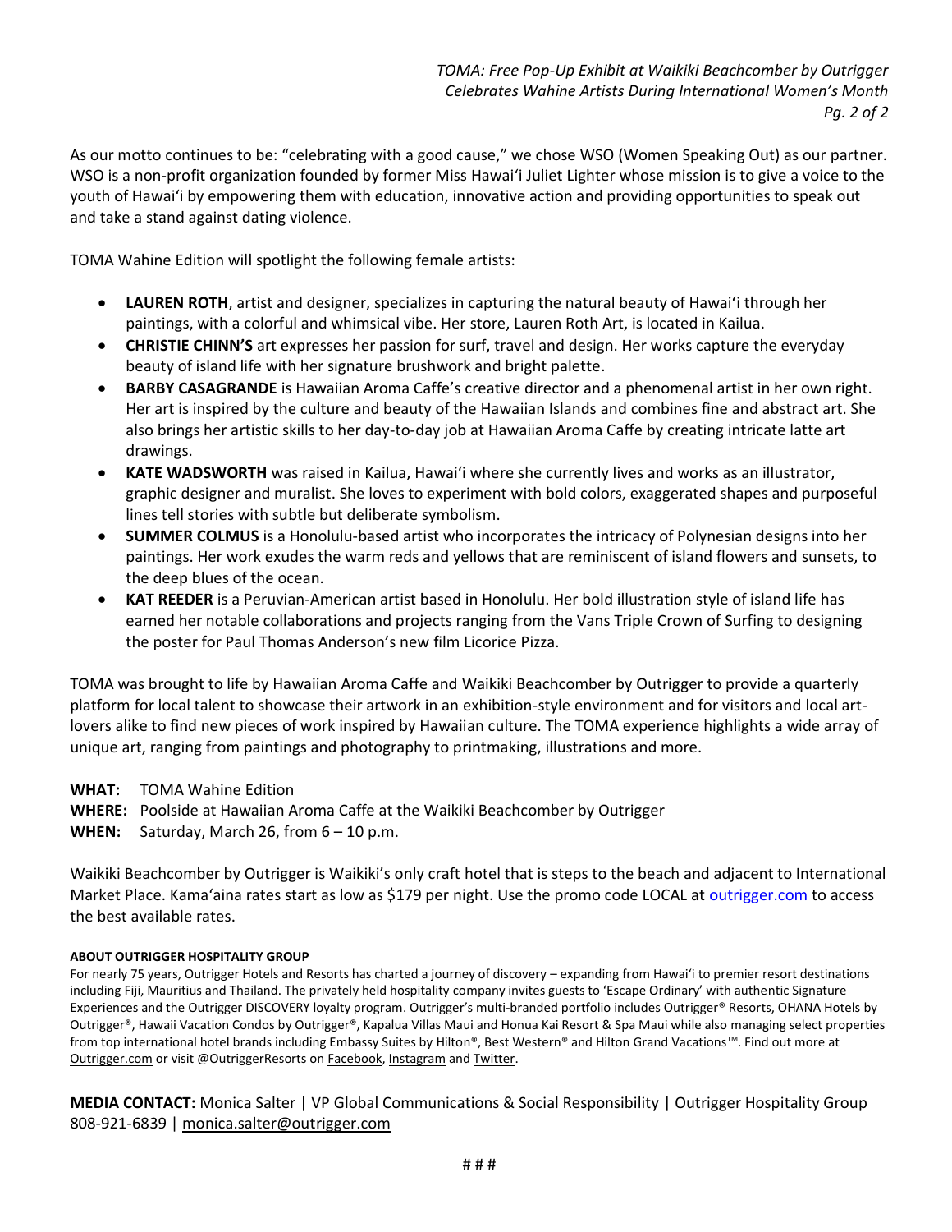As our motto continues to be: "celebrating with a good cause," we chose WSO (Women Speaking Out) as our partner. WSO is a non-profit organization founded by former Miss Hawai'i Juliet Lighter whose mission is to give a voice to the youth of Hawai'i by empowering them with education, innovative action and providing opportunities to speak out and take a stand against dating violence.

TOMA Wahine Edition will spotlight the following female artists:

- **LAUREN ROTH**, artist and designer, specializes in capturing the natural beauty of Hawai'i through her paintings, with a colorful and whimsical vibe. Her store, Lauren Roth Art, is located in Kailua.
- **CHRISTIE CHINN'S** art expresses her passion for surf, travel and design. Her works capture the everyday beauty of island life with her signature brushwork and bright palette.
- **BARBY CASAGRANDE** is Hawaiian Aroma Caffe's creative director and a phenomenal artist in her own right. Her art is inspired by the culture and beauty of the Hawaiian Islands and combines fine and abstract art. She also brings her artistic skills to her day-to-day job at Hawaiian Aroma Caffe by creating intricate latte art drawings.
- **KATE WADSWORTH** was raised in Kailua, Hawai'i where she currently lives and works as an illustrator, graphic designer and muralist. She loves to experiment with bold colors, exaggerated shapes and purposeful lines tell stories with subtle but deliberate symbolism.
- **SUMMER COLMUS** is a Honolulu-based artist who incorporates the intricacy of Polynesian designs into her paintings. Her work exudes the warm reds and yellows that are reminiscent of island flowers and sunsets, to the deep blues of the ocean.
- **KAT REEDER** is a Peruvian-American artist based in Honolulu. Her bold illustration style of island life has earned her notable collaborations and projects ranging from the Vans Triple Crown of Surfing to designing the poster for Paul Thomas Anderson's new film Licorice Pizza.

TOMA was brought to life by Hawaiian Aroma Caffe and Waikiki Beachcomber by Outrigger to provide a quarterly platform for local talent to showcase their artwork in an exhibition-style environment and for visitors and local art-lovers alike to find new pieces of work inspired by Hawaiian culture. The TOMA experience highlights a wide array of unique art, ranging from paintings and photography to printmaking, illustrations and more.

**WHAT:** TOMA Wahine Edition
**WHERE:** Poolside at Hawaiian Aroma Caffe at the Waikiki Beachcomber by Outrigger
**WHEN:** Saturday, March 26, from 6 – 10 p.m.

Waikiki Beachcomber by Outrigger is Waikiki's only craft hotel that is steps to the beach and adjacent to International Market Place. Kama'aina rates start as low as $179 per night. Use the promo code LOCAL at outrigger.com to access the best available rates.

**ABOUT OUTRIGGER HOSPITALITY GROUP**

For nearly 75 years, Outrigger Hotels and Resorts has charted a journey of discovery – expanding from Hawai'i to premier resort destinations including Fiji, Mauritius and Thailand. The privately held hospitality company invites guests to 'Escape Ordinary' with authentic Signature Experiences and the Outrigger DISCOVERY loyalty program. Outrigger's multi-branded portfolio includes Outrigger® Resorts, OHANA Hotels by Outrigger®, Hawaii Vacation Condos by Outrigger®, Kapalua Villas Maui and Honua Kai Resort & Spa Maui while also managing select properties from top international hotel brands including Embassy Suites by Hilton®, Best Western® and Hilton Grand Vacations™. Find out more at Outrigger.com or visit @OutriggerResorts on Facebook, Instagram and Twitter.

**MEDIA CONTACT:** Monica Salter | VP Global Communications & Social Responsibility | Outrigger Hospitality Group
808-921-6839 | monica.salter@outrigger.com

# # #